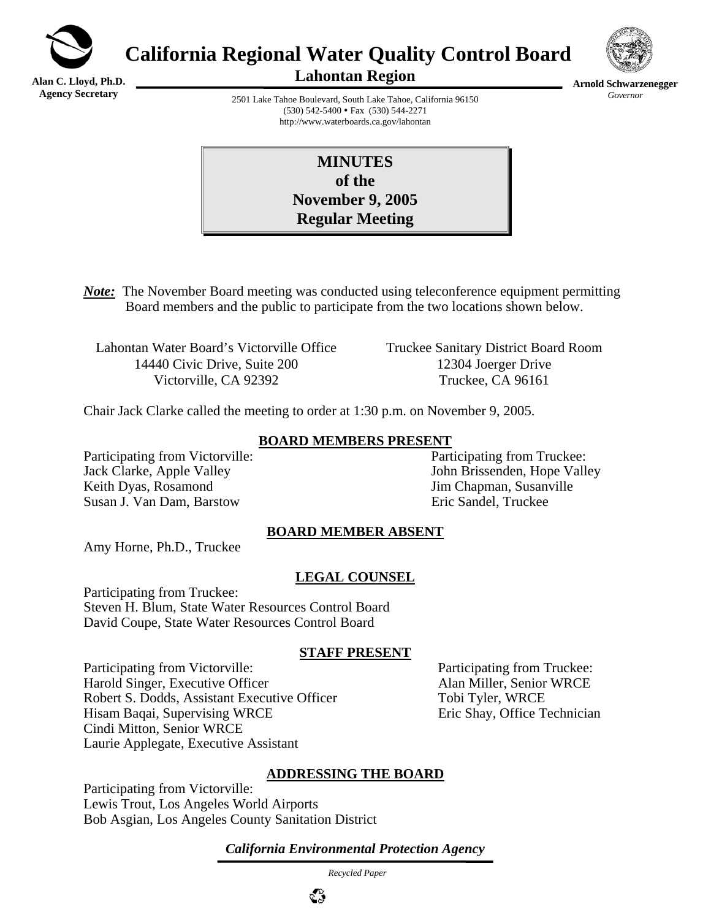# California Regional Water Quality Control Board

## Lahontan Region

**Alan C. Lloyd, Ph.D.**
**Agency Secretary**

**Arnold Schwarzenegger**
*Governor*

2501 Lake Tahoe Boulevard, South Lake Tahoe, California 96150
(530) 542-5400 • Fax (530) 544-2271
http://www.waterboards.ca.gov/lahontan

# MINUTES of the November 9, 2005 Regular Meeting

***Note:*** The November Board meeting was conducted using teleconference equipment permitting Board members and the public to participate from the two locations shown below.

Lahontan Water Board's Victorville Office
14440 Civic Drive, Suite 200
Victorville, CA 92392

Truckee Sanitary District Board Room
12304 Joerger Drive
Truckee, CA 96161

Chair Jack Clarke called the meeting to order at 1:30 p.m. on November 9, 2005.

## BOARD MEMBERS PRESENT

Participating from Victorville:
Jack Clarke, Apple Valley
Keith Dyas, Rosamond
Susan J. Van Dam, Barstow

Participating from Truckee:
John Brissenden, Hope Valley
Jim Chapman, Susanville
Eric Sandel, Truckee

## BOARD MEMBER ABSENT

Amy Horne, Ph.D., Truckee

## LEGAL COUNSEL

Participating from Truckee:
Steven H. Blum, State Water Resources Control Board
David Coupe, State Water Resources Control Board

## STAFF PRESENT

Participating from Victorville:
Harold Singer, Executive Officer
Robert S. Dodds, Assistant Executive Officer
Hisam Baqai, Supervising WRCE
Cindi Mitton, Senior WRCE
Laurie Applegate, Executive Assistant

Participating from Truckee:
Alan Miller, Senior WRCE
Tobi Tyler, WRCE
Eric Shay, Office Technician

## ADDRESSING THE BOARD

Participating from Victorville:
Lewis Trout, Los Angeles World Airports
Bob Asgian, Los Angeles County Sanitation District

*California Environmental Protection Agency*

*Recycled Paper*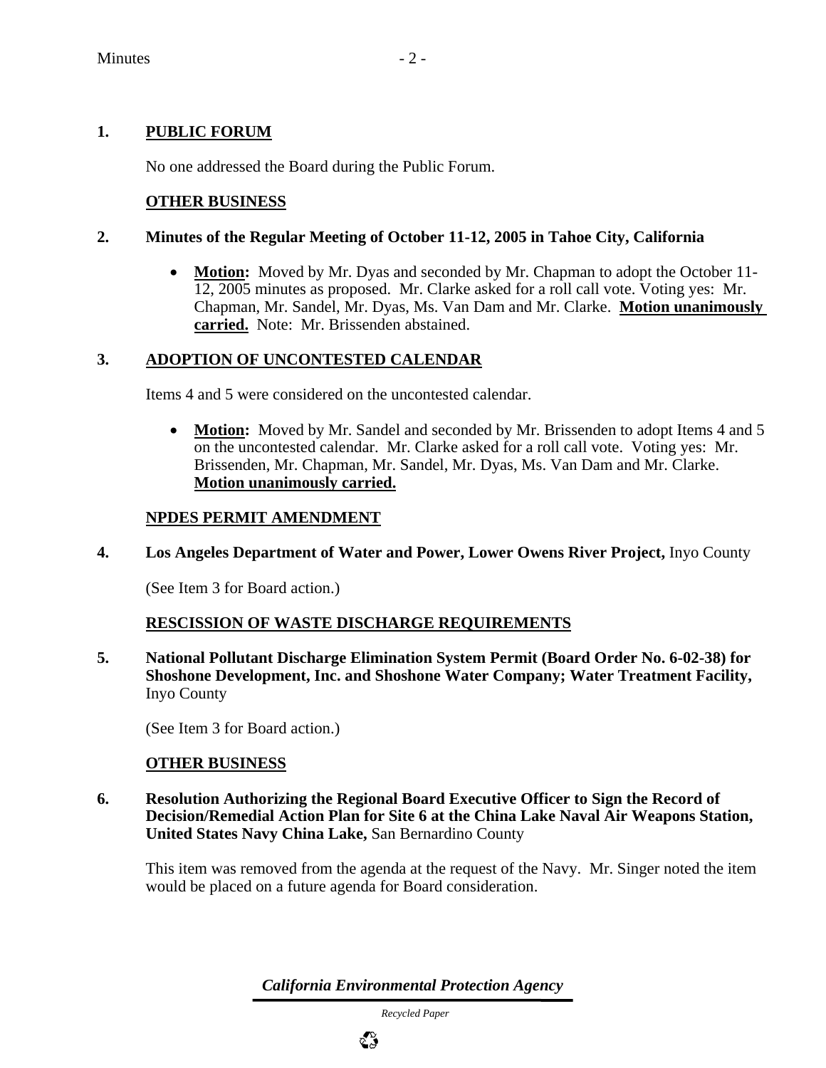**1. PUBLIC FORUM**

No one addressed the Board during the Public Forum.

**OTHER BUSINESS**

**2. Minutes of the Regular Meeting of October 11-12, 2005 in Tahoe City, California**

- **Motion:** Moved by Mr. Dyas and seconded by Mr. Chapman to adopt the October 11-12, 2005 minutes as proposed. Mr. Clarke asked for a roll call vote. Voting yes: Mr. Chapman, Mr. Sandel, Mr. Dyas, Ms. Van Dam and Mr. Clarke. **Motion unanimously carried.** Note: Mr. Brissenden abstained.

**3. ADOPTION OF UNCONTESTED CALENDAR**

Items 4 and 5 were considered on the uncontested calendar.

- **Motion:** Moved by Mr. Sandel and seconded by Mr. Brissenden to adopt Items 4 and 5 on the uncontested calendar. Mr. Clarke asked for a roll call vote. Voting yes: Mr. Brissenden, Mr. Chapman, Mr. Sandel, Mr. Dyas, Ms. Van Dam and Mr. Clarke. **Motion unanimously carried.**

**NPDES PERMIT AMENDMENT**

**4. Los Angeles Department of Water and Power, Lower Owens River Project,** Inyo County

(See Item 3 for Board action.)

**RESCISSION OF WASTE DISCHARGE REQUIREMENTS**

**5. National Pollutant Discharge Elimination System Permit (Board Order No. 6-02-38) for Shoshone Development, Inc. and Shoshone Water Company; Water Treatment Facility,** Inyo County

(See Item 3 for Board action.)

**OTHER BUSINESS**

**6. Resolution Authorizing the Regional Board Executive Officer to Sign the Record of Decision/Remedial Action Plan for Site 6 at the China Lake Naval Air Weapons Station, United States Navy China Lake,** San Bernardino County

This item was removed from the agenda at the request of the Navy. Mr. Singer noted the item would be placed on a future agenda for Board consideration.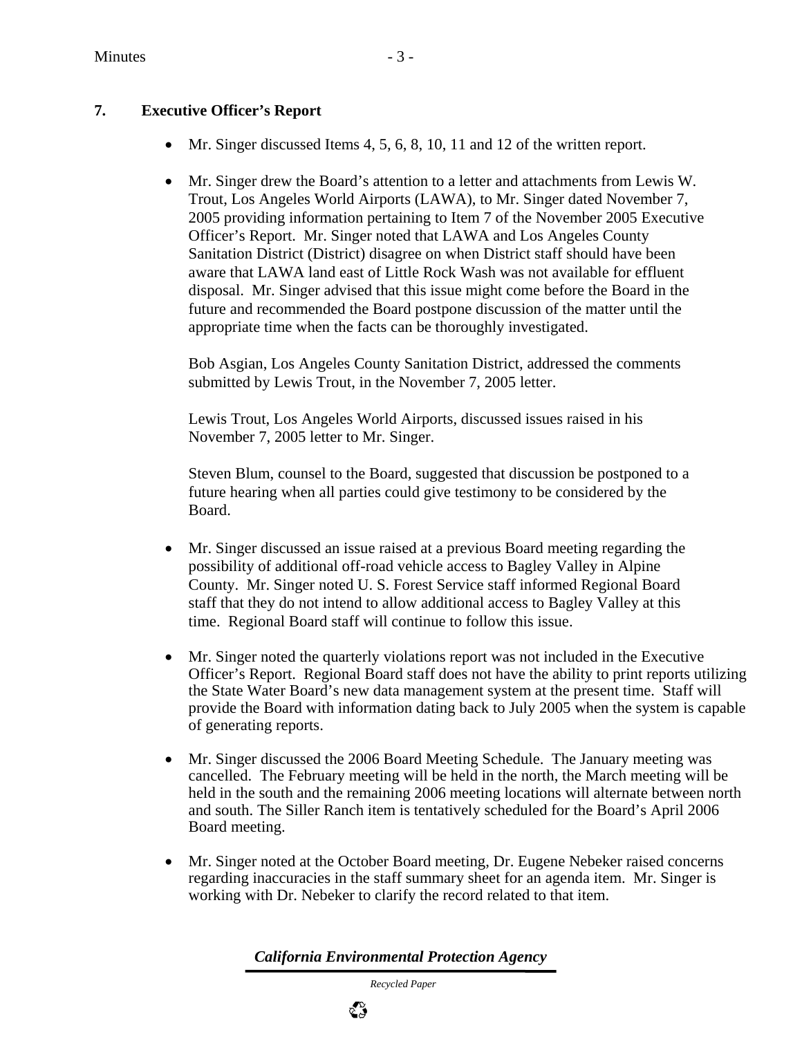## 7. Executive Officer's Report

- Mr. Singer discussed Items 4, 5, 6, 8, 10, 11 and 12 of the written report.

- Mr. Singer drew the Board's attention to a letter and attachments from Lewis W. Trout, Los Angeles World Airports (LAWA), to Mr. Singer dated November 7, 2005 providing information pertaining to Item 7 of the November 2005 Executive Officer's Report. Mr. Singer noted that LAWA and Los Angeles County Sanitation District (District) disagree on when District staff should have been aware that LAWA land east of Little Rock Wash was not available for effluent disposal. Mr. Singer advised that this issue might come before the Board in the future and recommended the Board postpone discussion of the matter until the appropriate time when the facts can be thoroughly investigated.

  Bob Asgian, Los Angeles County Sanitation District, addressed the comments submitted by Lewis Trout, in the November 7, 2005 letter.

  Lewis Trout, Los Angeles World Airports, discussed issues raised in his November 7, 2005 letter to Mr. Singer.

  Steven Blum, counsel to the Board, suggested that discussion be postponed to a future hearing when all parties could give testimony to be considered by the Board.

- Mr. Singer discussed an issue raised at a previous Board meeting regarding the possibility of additional off-road vehicle access to Bagley Valley in Alpine County. Mr. Singer noted U. S. Forest Service staff informed Regional Board staff that they do not intend to allow additional access to Bagley Valley at this time. Regional Board staff will continue to follow this issue.

- Mr. Singer noted the quarterly violations report was not included in the Executive Officer's Report. Regional Board staff does not have the ability to print reports utilizing the State Water Board's new data management system at the present time. Staff will provide the Board with information dating back to July 2005 when the system is capable of generating reports.

- Mr. Singer discussed the 2006 Board Meeting Schedule. The January meeting was cancelled. The February meeting will be held in the north, the March meeting will be held in the south and the remaining 2006 meeting locations will alternate between north and south. The Siller Ranch item is tentatively scheduled for the Board's April 2006 Board meeting.

- Mr. Singer noted at the October Board meeting, Dr. Eugene Nebeker raised concerns regarding inaccuracies in the staff summary sheet for an agenda item. Mr. Singer is working with Dr. Nebeker to clarify the record related to that item.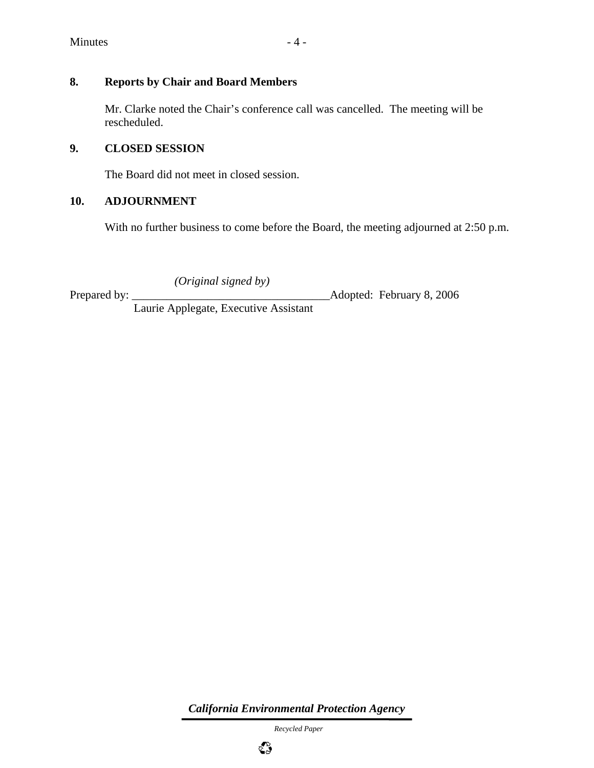## 8. Reports by Chair and Board Members

Mr. Clarke noted the Chair's conference call was cancelled. The meeting will be rescheduled.

## 9. CLOSED SESSION

The Board did not meet in closed session.

## 10. ADJOURNMENT

With no further business to come before the Board, the meeting adjourned at 2:50 p.m.

*(Original signed by)*

Prepared by: _________________________________ Adopted: February 8, 2006

Laurie Applegate, Executive Assistant

***California Environmental Protection Agency***

*Recycled Paper*